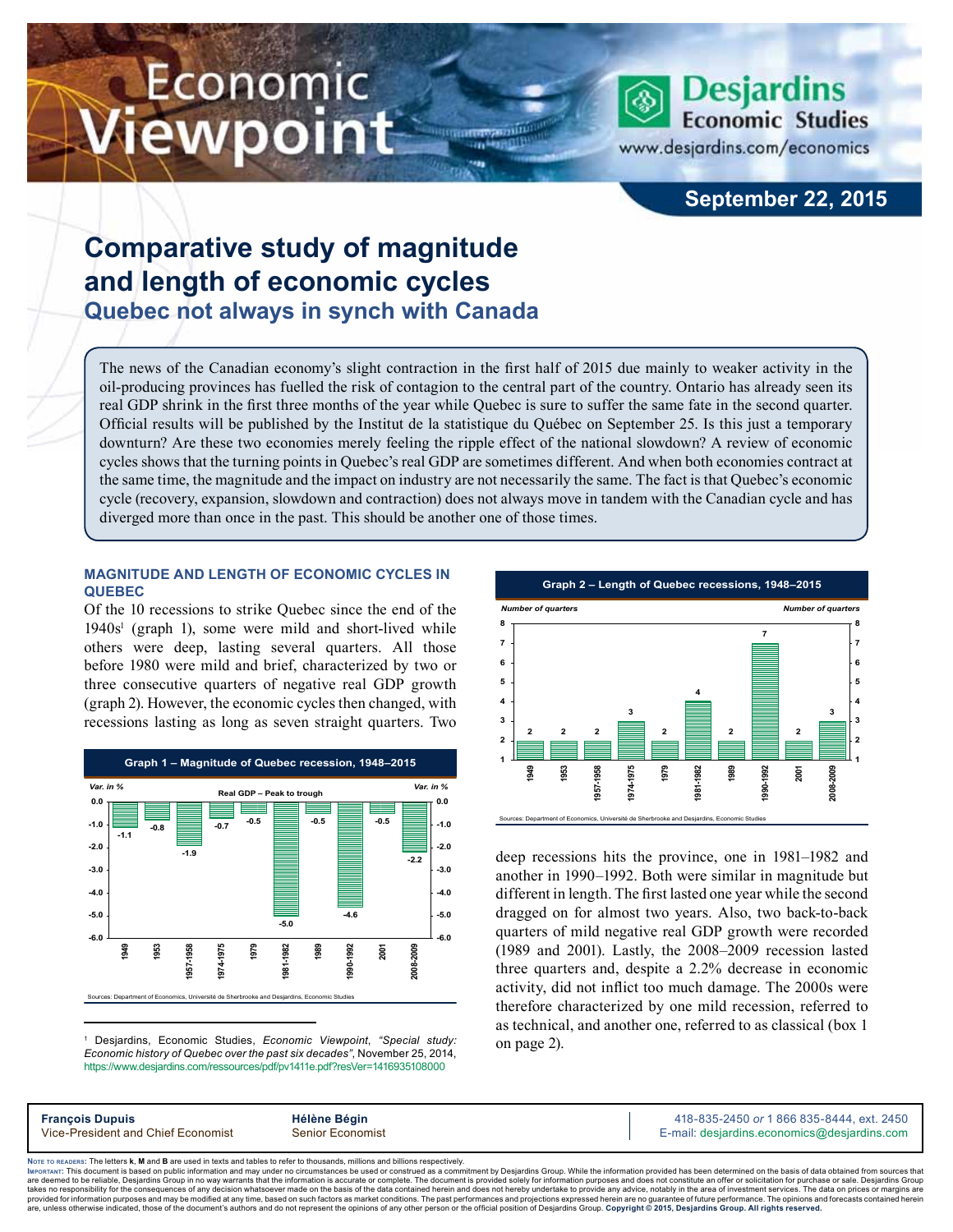# Economic Viewpoint

**Desjardins Economic Studies**
www.desjardins.com/economics

**September 22, 2015**

# Comparative study of magnitude and length of economic cycles

## Quebec not always in synch with Canada

The news of the Canadian economy's slight contraction in the first half of 2015 due mainly to weaker activity in the oil-producing provinces has fuelled the risk of contagion to the central part of the country. Ontario has already seen its real GDP shrink in the first three months of the year while Quebec is sure to suffer the same fate in the second quarter. Official results will be published by the Institut de la statistique du Québec on September 25. Is this just a temporary downturn? Are these two economies merely feeling the ripple effect of the national slowdown? A review of economic cycles shows that the turning points in Quebec's real GDP are sometimes different. And when both economies contract at the same time, the magnitude and the impact on industry are not necessarily the same. The fact is that Quebec's economic cycle (recovery, expansion, slowdown and contraction) does not always move in tandem with the Canadian cycle and has diverged more than once in the past. This should be another one of those times.

### MAGNITUDE AND LENGTH OF ECONOMIC CYCLES IN QUEBEC

Of the 10 recessions to strike Quebec since the end of the 1940s[1] (graph 1), some were mild and short-lived while others were deep, lasting several quarters. All those before 1980 were mild and brief, characterized by two or three consecutive quarters of negative real GDP growth (graph 2). However, the economic cycles then changed, with recessions lasting as long as seven straight quarters. Two deep recessions hits the province, one in 1981–1982 and another in 1990–1992. Both were similar in magnitude but different in length. The first lasted one year while the second dragged on for almost two years. Also, two back-to-back quarters of mild negative real GDP growth were recorded (1989 and 2001). Lastly, the 2008–2009 recession lasted three quarters and, despite a 2.2% decrease in economic activity, did not inflict too much damage. The 2000s were therefore characterized by one mild recession, referred to as technical, and another one, referred to as classical (box 1 on page 2).

**Graph 1 – Magnitude of Quebec recession, 1948–2015**

Real GDP – Peak to trough (Var. in %)

| Recession | Var. in % |
|---|---|
| 1949 | -1.1 |
| 1953 | -0.8 |
| 1957-1958 | -1.9 |
| 1974-1975 | -0.7 |
| 1979 | -0.5 |
| 1981-1982 | -5.0 |
| 1989 | -0.5 |
| 1990-1992 | -4.6 |
| 2001 | -0.5 |
| 2008-2009 | -2.2 |

Sources: Department of Economics, Université de Sherbrooke and Desjardins, Economic Studies

**Graph 2 – Length of Quebec recessions, 1948–2015**

| Recession | Number of quarters |
|---|---|
| 1949 | 2 |
| 1953 | 2 |
| 1957-1958 | 2 |
| 1974-1975 | 3 |
| 1979 | 2 |
| 1981-1982 | 4 |
| 1989 | 2 |
| 1990-1992 | 7 |
| 2001 | 2 |
| 2008-2009 | 3 |

Sources: Department of Economics, Université de Sherbrooke and Desjardins, Economic Studies

---

[1] Desjardins, Economic Studies, *Economic Viewpoint*, *"Special study: Economic history of Quebec over the past six decades"*, November 25, 2014, https://www.desjardins.com/ressources/pdf/pv1411e.pdf?resVer=1416935108000

---

**François Dupuis**
Vice-President and Chief Economist

**Hélène Bégin**
Senior Economist

418-835-2450 *or* 1 866 835-8444, ext. 2450
E-mail: desjardins.economics@desjardins.com

Note to readers: The letters **k**, **M** and **B** are used in texts and tables to refer to thousands, millions and billions respectively.

Important: This document is based on public information and may under no circumstances be used or construed as a commitment by Desjardins Group. While the information provided has been determined on the basis of data obtained from sources that are deemed to be reliable, Desjardins Group in no way warrants that the information is accurate or complete. The document is provided solely for information purposes and does not constitute an offer or solicitation for purchase or sale. Desjardins Group takes no responsibility for the consequences of any decision whatsoever made on the basis of the data contained herein and does not hereby undertake to provide any advice, notably in the area of investment services. The data on prices or margins are provided for information purposes and may be modified at any time, based on such factors as market conditions. The past performances and projections expressed herein are no guarantee of future performance. The opinions and forecasts contained herein are, unless otherwise indicated, those of the document's authors and do not represent the opinions of any other person or the official position of Desjardins Group. **Copyright © 2015, Desjardins Group. All rights reserved.**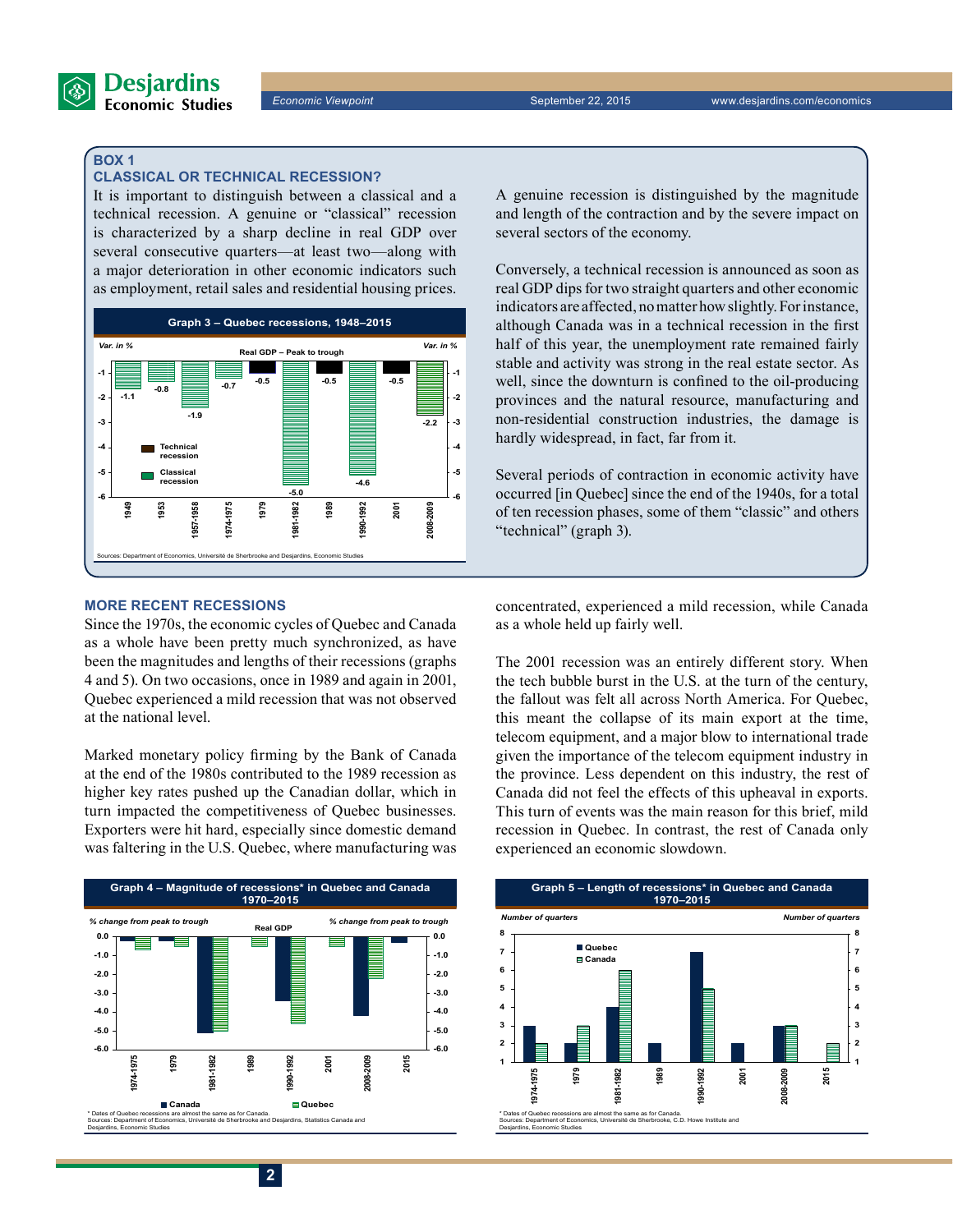### BOX 1

### CLASSICAL OR TECHNICAL RECESSION?

It is important to distinguish between a classical and a technical recession. A genuine or "classical" recession is characterized by a sharp decline in real GDP over several consecutive quarters—at least two—along with a major deterioration in other economic indicators such as employment, retail sales and residential housing prices.

**Graph 3 – Quebec recessions, 1948–2015**

Real GDP – Peak to trough (Var. in %)

| | 1949 | 1953 | 1957-1958 | 1974-1975 | 1979 | 1981-1982 | 1989 | 1990-1992 | 2001 | 2008-2009 |
|---|---|---|---|---|---|---|---|---|---|---|
| Var. in % | -1.1 | -0.8 | -1.9 | -0.7 | -0.5 | -5.0 | -0.5 | -4.6 | -0.5 | -2.2 |
| Type | Classical | Classical | Classical | Classical | Technical | Classical | Technical | Classical | Technical | Classical |

Sources: Department of Economics, Université de Sherbrooke and Desjardins, Economic Studies

A genuine recession is distinguished by the magnitude and length of the contraction and by the severe impact on several sectors of the economy.

Conversely, a technical recession is announced as soon as real GDP dips for two straight quarters and other economic indicators are affected, no matter how slightly. For instance, although Canada was in a technical recession in the first half of this year, the unemployment rate remained fairly stable and activity was strong in the real estate sector. As well, since the downturn is confined to the oil-producing provinces and the natural resource, manufacturing and non-residential construction industries, the damage is hardly widespread, in fact, far from it.

Several periods of contraction in economic activity have occurred [in Quebec] since the end of the 1940s, for a total of ten recession phases, some of them "classic" and others "technical" (graph 3).

## MORE RECENT RECESSIONS

Since the 1970s, the economic cycles of Quebec and Canada as a whole have been pretty much synchronized, as have been the magnitudes and lengths of their recessions (graphs 4 and 5). On two occasions, once in 1989 and again in 2001, Quebec experienced a mild recession that was not observed at the national level.

Marked monetary policy firming by the Bank of Canada at the end of the 1980s contributed to the 1989 recession as higher key rates pushed up the Canadian dollar, which in turn impacted the competitiveness of Quebec businesses. Exporters were hit hard, especially since domestic demand was faltering in the U.S. Quebec, where manufacturing was concentrated, experienced a mild recession, while Canada as a whole held up fairly well.

The 2001 recession was an entirely different story. When the tech bubble burst in the U.S. at the turn of the century, the fallout was felt all across North America. For Quebec, this meant the collapse of its main export at the time, telecom equipment, and a major blow to international trade given the importance of the telecom equipment industry in the province. Less dependent on this industry, the rest of Canada did not feel the effects of this upheaval in exports. This turn of events was the main reason for this brief, mild recession in Quebec. In contrast, the rest of Canada only experienced an economic slowdown.

**Graph 4 – Magnitude of recessions\* in Quebec and Canada 1970–2015**

Real GDP – % change from peak to trough

| | 1974-1975 | 1979 | 1981-1982 | 1989 | 1990-1992 | 2001 | 2008-2009 | 2015 |
|---|---|---|---|---|---|---|---|---|
| Canada | ≈ -0.3 | ≈ -0.2 | ≈ -5.1 | | ≈ -3.4 | | ≈ -4.2 | ≈ -0.3 |
| Quebec | ≈ -0.7 | ≈ -0.5 | ≈ -5.0 | ≈ -0.5 | ≈ -4.6 | ≈ -0.5 | ≈ -2.2 | |

\* Dates of Quebec recessions are almost the same as for Canada.
Sources: Department of Economics, Université de Sherbrooke and Desjardins, Statistics Canada and Desjardins, Economic Studies

**Graph 5 – Length of recessions\* in Quebec and Canada 1970–2015**

Number of quarters

| | 1974-1975 | 1979 | 1981-1982 | 1989 | 1990-1992 | 2001 | 2008-2009 | 2015 |
|---|---|---|---|---|---|---|---|---|
| Quebec | 3 | 2 | 4 | 2 | 7 | 2 | 3 | |
| Canada | 2 | 3 | 6 | | 5 | | 3 | 2 |

\* Dates of Quebec recessions are almost the same as for Canada.
Sources: Department of Economics, Université de Sherbrooke, C.D. Howe Institute and Desjardins, Economic Studies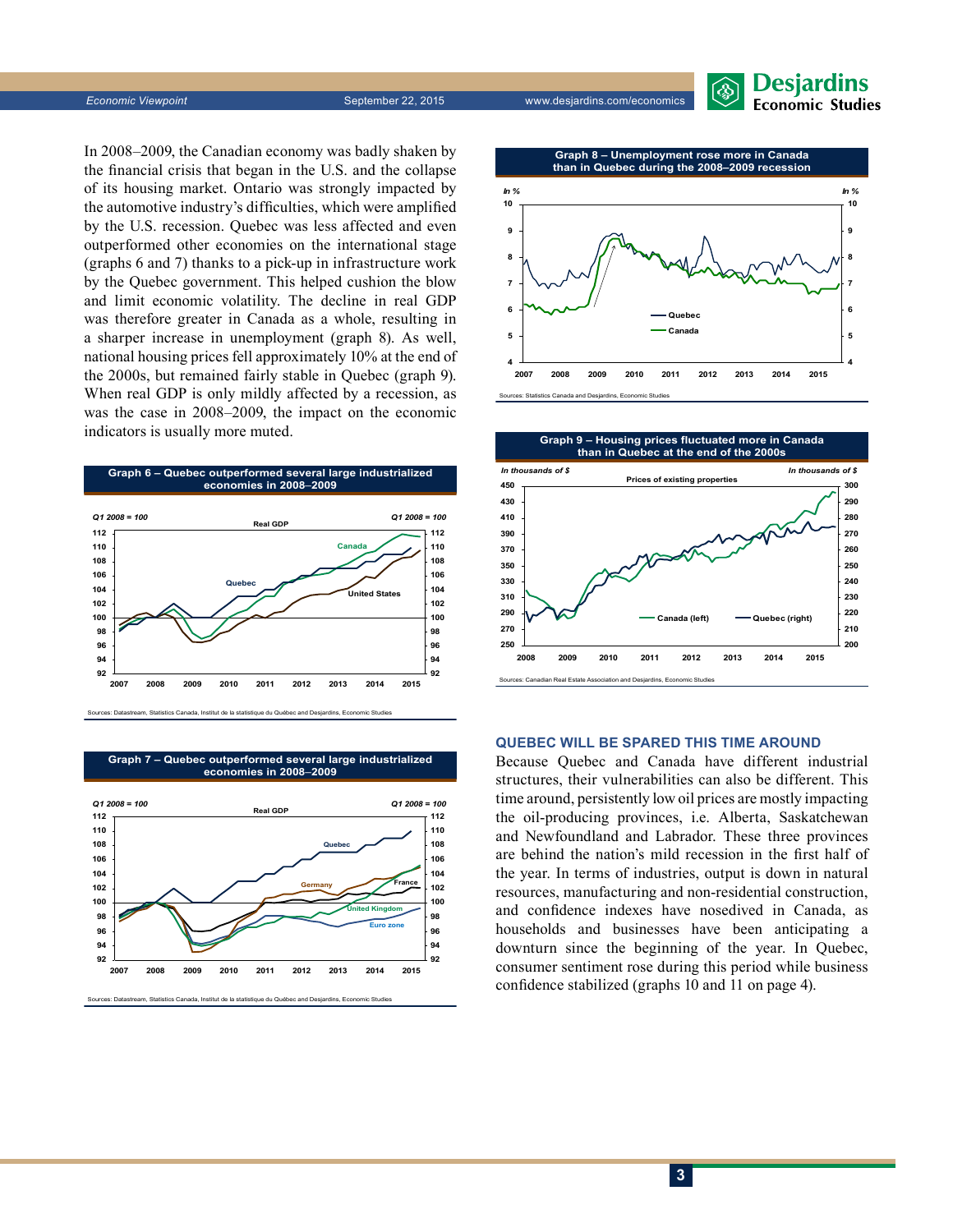In 2008–2009, the Canadian economy was badly shaken by the financial crisis that began in the U.S. and the collapse of its housing market. Ontario was strongly impacted by the automotive industry's difficulties, which were amplified by the U.S. recession. Quebec was less affected and even outperformed other economies on the international stage (graphs 6 and 7) thanks to a pick-up in infrastructure work by the Quebec government. This helped cushion the blow and limit economic volatility. The decline in real GDP was therefore greater in Canada as a whole, resulting in a sharper increase in unemployment (graph 8). As well, national housing prices fell approximately 10% at the end of the 2000s, but remained fairly stable in Quebec (graph 9). When real GDP is only mildly affected by a recession, as was the case in 2008–2009, the impact on the economic indicators is usually more muted.

**Graph 6 – Quebec outperformed several large industrialized economies in 2008–2009**

Sources: Datastream, Statistics Canada, Institut de la statistique du Québec and Desjardins, Economic Studies

**Graph 7 – Quebec outperformed several large industrialized economies in 2008–2009**

Sources: Datastream, Statistics Canada, Institut de la statistique du Québec and Desjardins, Economic Studies

**Graph 8 – Unemployment rose more in Canada than in Quebec during the 2008–2009 recession**

Sources: Statistics Canada and Desjardins, Economic Studies

**Graph 9 – Housing prices fluctuated more in Canada than in Quebec at the end of the 2000s**

Sources: Canadian Real Estate Association and Desjardins, Economic Studies

## QUEBEC WILL BE SPARED THIS TIME AROUND

Because Quebec and Canada have different industrial structures, their vulnerabilities can also be different. This time around, persistently low oil prices are mostly impacting the oil-producing provinces, i.e. Alberta, Saskatchewan and Newfoundland and Labrador. These three provinces are behind the nation's mild recession in the first half of the year. In terms of industries, output is down in natural resources, manufacturing and non-residential construction, and confidence indexes have nosedived in Canada, as households and businesses have been anticipating a downturn since the beginning of the year. In Quebec, consumer sentiment rose during this period while business confidence stabilized (graphs 10 and 11 on page 4).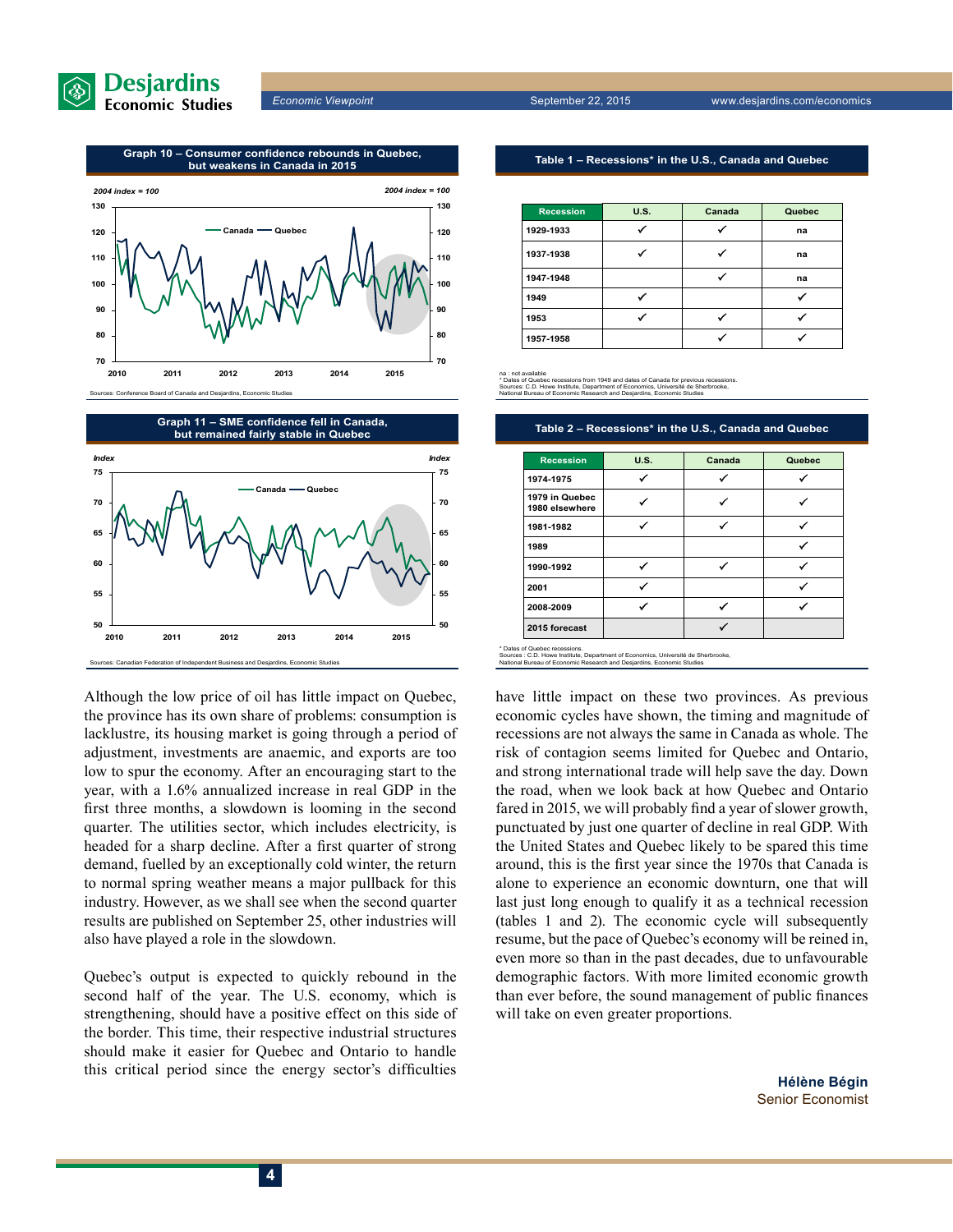**Graph 10 – Consumer confidence rebounds in Quebec, but weakens in Canada in 2015**

2004 index = 100
2004 index = 100
130
120
110
100
90
80
70
2010
2011
2012
2013
2014
2015
Canada
Quebec

Sources: Conference Board of Canada and Desjardins, Economic Studies

**Graph 11 – SME confidence fell in Canada, but remained fairly stable in Quebec**

Index
Index
75
70
65
60
55
50
2010
2011
2012
2013
2014
2015
Canada
Quebec

Sources: Canadian Federation of Independent Business and Desjardins, Economic Studies

**Table 1 – Recessions* in the U.S., Canada and Quebec**

| Recession | U.S. | Canada | Quebec |
|---|---|---|---|
| 1929-1933 | ✓ | ✓ | na |
| 1937-1938 | ✓ | ✓ | na |
| 1947-1948 | | ✓ | na |
| 1949 | ✓ | | ✓ |
| 1953 | ✓ | ✓ | ✓ |
| 1957-1958 | | ✓ | ✓ |

na : not available
* Dates of Quebec recessions from 1949 and dates of Canada for previous recessions.
Sources: C.D. Howe Institute, Department of Economics, Université de Sherbrooke, National Bureau of Economic Research and Desjardins, Economic Studies

**Table 2 – Recessions* in the U.S., Canada and Quebec**

| Recession | U.S. | Canada | Quebec |
|---|---|---|---|
| 1974-1975 | ✓ | ✓ | ✓ |
| 1979 in Quebec 1980 elsewhere | ✓ | ✓ | ✓ |
| 1981-1982 | ✓ | ✓ | ✓ |
| 1989 | | | ✓ |
| 1990-1992 | ✓ | ✓ | ✓ |
| 2001 | ✓ | | ✓ |
| 2008-2009 | ✓ | ✓ | ✓ |
| 2015 forecast | | ✓ | |

* Dates of Quebec recessions.
Sources : C.D. Howe Institute, Department of Economics, Université de Sherbrooke, National Bureau of Economic Research and Desjardins, Economic Studies

Although the low price of oil has little impact on Quebec, the province has its own share of problems: consumption is lacklustre, its housing market is going through a period of adjustment, investments are anaemic, and exports are too low to spur the economy. After an encouraging start to the year, with a 1.6% annualized increase in real GDP in the first three months, a slowdown is looming in the second quarter. The utilities sector, which includes electricity, is headed for a sharp decline. After a first quarter of strong demand, fuelled by an exceptionally cold winter, the return to normal spring weather means a major pullback for this industry. However, as we shall see when the second quarter results are published on September 25, other industries will also have played a role in the slowdown.

Quebec's output is expected to quickly rebound in the second half of the year. The U.S. economy, which is strengthening, should have a positive effect on this side of the border. This time, their respective industrial structures should make it easier for Quebec and Ontario to handle this critical period since the energy sector's difficulties have little impact on these two provinces. As previous economic cycles have shown, the timing and magnitude of recessions are not always the same in Canada as whole. The risk of contagion seems limited for Quebec and Ontario, and strong international trade will help save the day. Down the road, when we look back at how Quebec and Ontario fared in 2015, we will probably find a year of slower growth, punctuated by just one quarter of decline in real GDP. With the United States and Quebec likely to be spared this time around, this is the first year since the 1970s that Canada is alone to experience an economic downturn, one that will last just long enough to qualify it as a technical recession (tables 1 and 2). The economic cycle will subsequently resume, but the pace of Quebec's economy will be reined in, even more so than in the past decades, due to unfavourable demographic factors. With more limited economic growth than ever before, the sound management of public finances will take on even greater proportions.

**Hélène Bégin**
Senior Economist